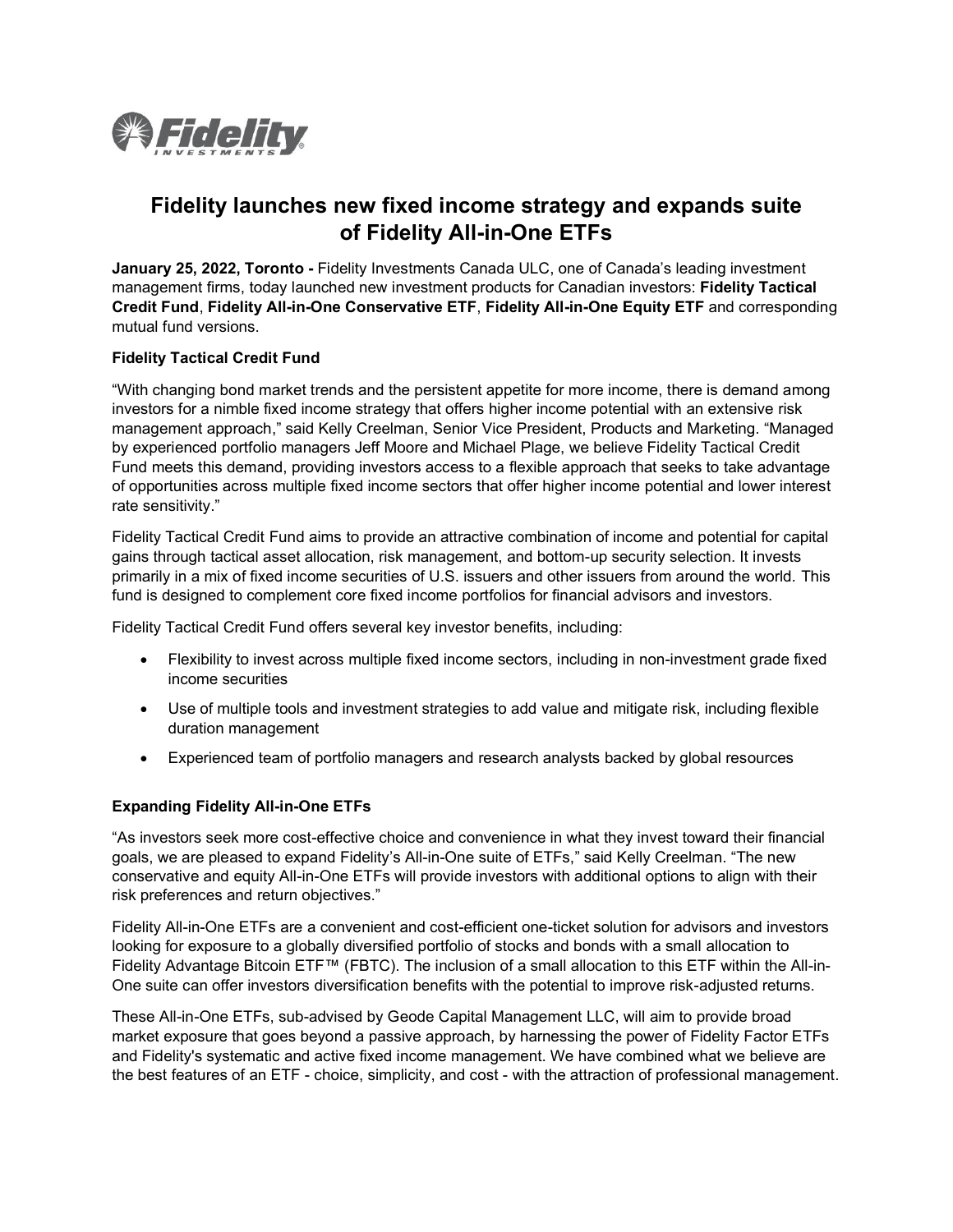# Fidelity launches new fixed income strategy and expands suite of Fidelity All-in-One ETFs

**January 25, 2022, Toronto -** Fidelity Investments Canada ULC, one of Canada's leading investment management firms, today launched new investment products for Canadian investors: **Fidelity Tactical Credit Fund**, **Fidelity All-in-One Conservative ETF**, **Fidelity All-in-One Equity ETF** and corresponding mutual fund versions.

### Fidelity Tactical Credit Fund

"With changing bond market trends and the persistent appetite for more income, there is demand among investors for a nimble fixed income strategy that offers higher income potential with an extensive risk management approach," said Kelly Creelman, Senior Vice President, Products and Marketing. "Managed by experienced portfolio managers Jeff Moore and Michael Plage, we believe Fidelity Tactical Credit Fund meets this demand, providing investors access to a flexible approach that seeks to take advantage of opportunities across multiple fixed income sectors that offer higher income potential and lower interest rate sensitivity."

Fidelity Tactical Credit Fund aims to provide an attractive combination of income and potential for capital gains through tactical asset allocation, risk management, and bottom-up security selection. It invests primarily in a mix of fixed income securities of U.S. issuers and other issuers from around the world. This fund is designed to complement core fixed income portfolios for financial advisors and investors.

Fidelity Tactical Credit Fund offers several key investor benefits, including:

- Flexibility to invest across multiple fixed income sectors, including in non-investment grade fixed income securities
- Use of multiple tools and investment strategies to add value and mitigate risk, including flexible duration management
- Experienced team of portfolio managers and research analysts backed by global resources

### Expanding Fidelity All-in-One ETFs

"As investors seek more cost-effective choice and convenience in what they invest toward their financial goals, we are pleased to expand Fidelity's All-in-One suite of ETFs," said Kelly Creelman. "The new conservative and equity All-in-One ETFs will provide investors with additional options to align with their risk preferences and return objectives."

Fidelity All-in-One ETFs are a convenient and cost-efficient one-ticket solution for advisors and investors looking for exposure to a globally diversified portfolio of stocks and bonds with a small allocation to Fidelity Advantage Bitcoin ETF™ (FBTC). The inclusion of a small allocation to this ETF within the All-in-One suite can offer investors diversification benefits with the potential to improve risk-adjusted returns.

These All-in-One ETFs, sub-advised by Geode Capital Management LLC, will aim to provide broad market exposure that goes beyond a passive approach, by harnessing the power of Fidelity Factor ETFs and Fidelity's systematic and active fixed income management. We have combined what we believe are the best features of an ETF - choice, simplicity, and cost - with the attraction of professional management.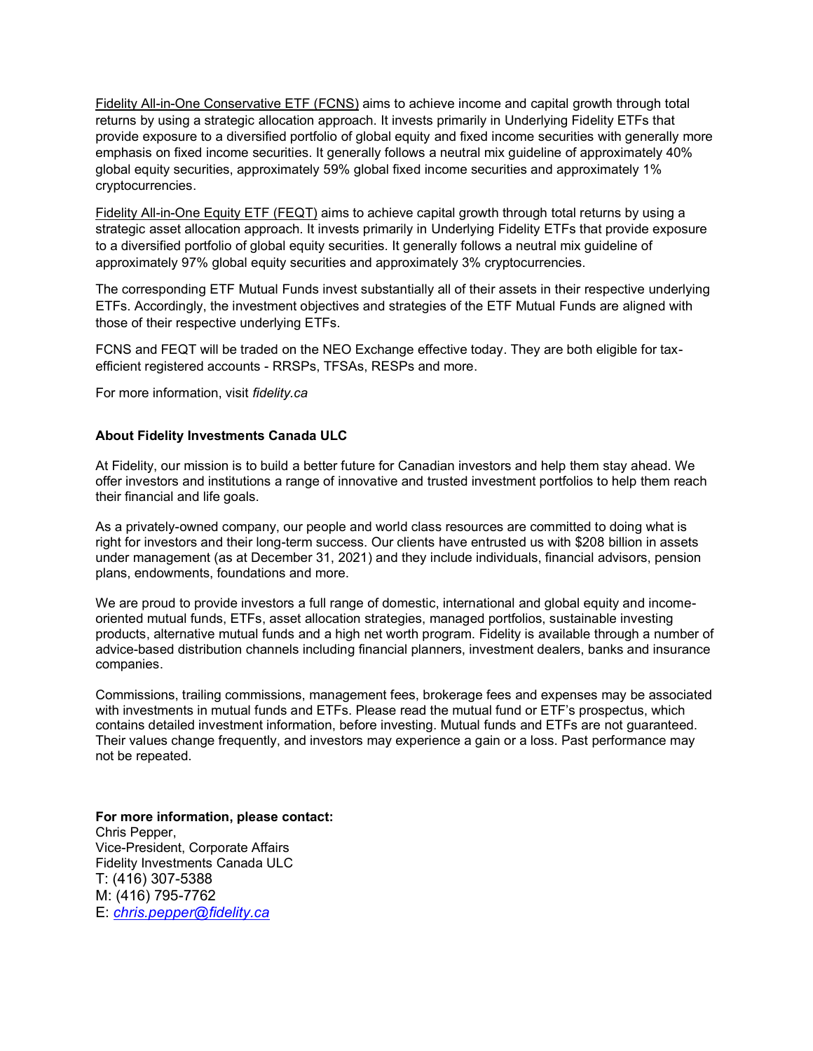Fidelity All-in-One Conservative ETF (FCNS) aims to achieve income and capital growth through total returns by using a strategic allocation approach. It invests primarily in Underlying Fidelity ETFs that provide exposure to a diversified portfolio of global equity and fixed income securities with generally more emphasis on fixed income securities. It generally follows a neutral mix guideline of approximately 40% global equity securities, approximately 59% global fixed income securities and approximately 1% cryptocurrencies.

Fidelity All-in-One Equity ETF (FEQT) aims to achieve capital growth through total returns by using a strategic asset allocation approach. It invests primarily in Underlying Fidelity ETFs that provide exposure to a diversified portfolio of global equity securities. It generally follows a neutral mix guideline of approximately 97% global equity securities and approximately 3% cryptocurrencies.

The corresponding ETF Mutual Funds invest substantially all of their assets in their respective underlying ETFs. Accordingly, the investment objectives and strategies of the ETF Mutual Funds are aligned with those of their respective underlying ETFs.

FCNS and FEQT will be traded on the NEO Exchange effective today. They are both eligible for tax-efficient registered accounts - RRSPs, TFSAs, RESPs and more.

For more information, visit *fidelity.ca*

**About Fidelity Investments Canada ULC**

At Fidelity, our mission is to build a better future for Canadian investors and help them stay ahead. We offer investors and institutions a range of innovative and trusted investment portfolios to help them reach their financial and life goals.

As a privately-owned company, our people and world class resources are committed to doing what is right for investors and their long-term success. Our clients have entrusted us with $208 billion in assets under management (as at December 31, 2021) and they include individuals, financial advisors, pension plans, endowments, foundations and more.

We are proud to provide investors a full range of domestic, international and global equity and income-oriented mutual funds, ETFs, asset allocation strategies, managed portfolios, sustainable investing products, alternative mutual funds and a high net worth program. Fidelity is available through a number of advice-based distribution channels including financial planners, investment dealers, banks and insurance companies.

Commissions, trailing commissions, management fees, brokerage fees and expenses may be associated with investments in mutual funds and ETFs. Please read the mutual fund or ETF's prospectus, which contains detailed investment information, before investing. Mutual funds and ETFs are not guaranteed. Their values change frequently, and investors may experience a gain or a loss. Past performance may not be repeated.

**For more information, please contact:**
Chris Pepper,
Vice-President, Corporate Affairs
Fidelity Investments Canada ULC
T: (416) 307-5388
M: (416) 795-7762
E: *chris.pepper@fidelity.ca*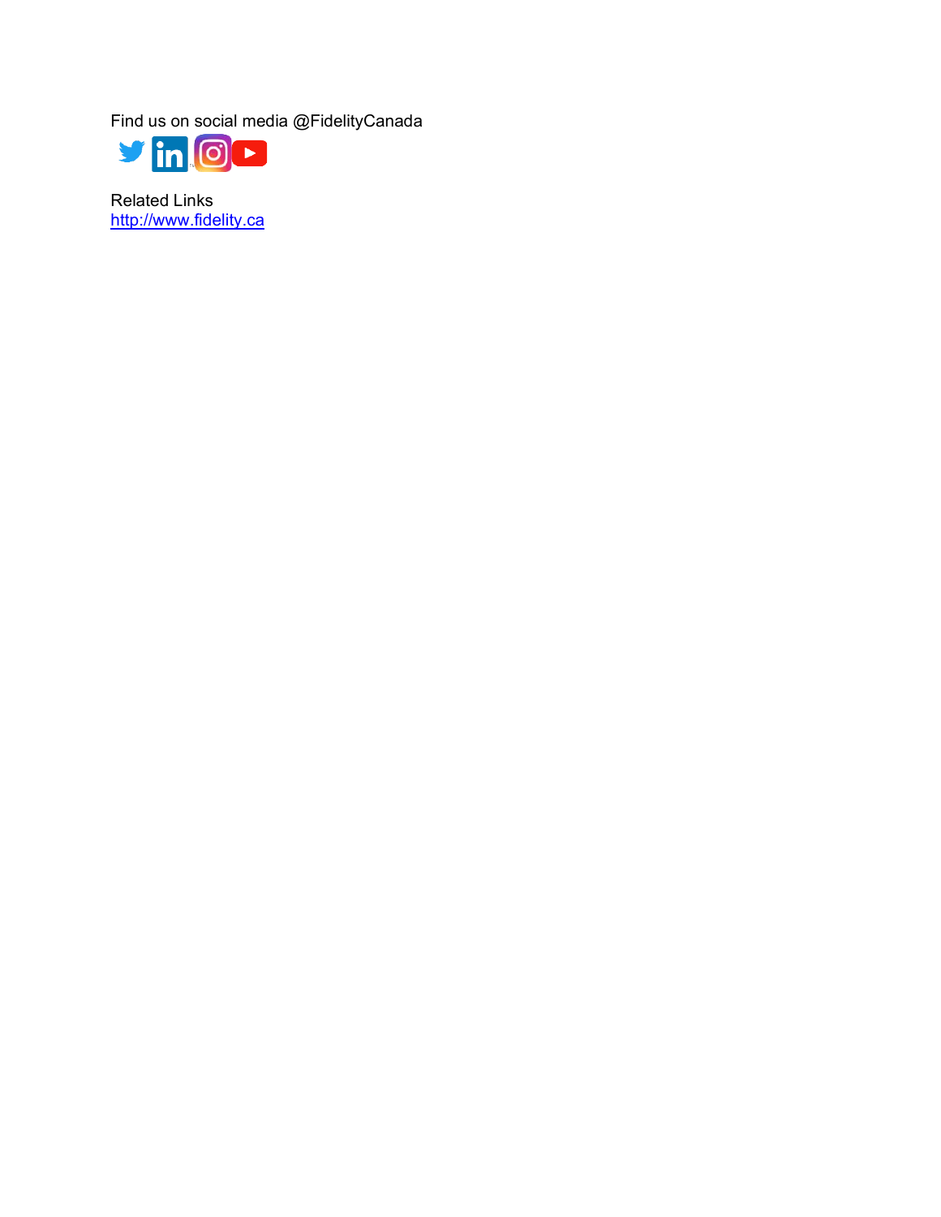Find us on social media @FidelityCanada

Related Links
http://www.fidelity.ca